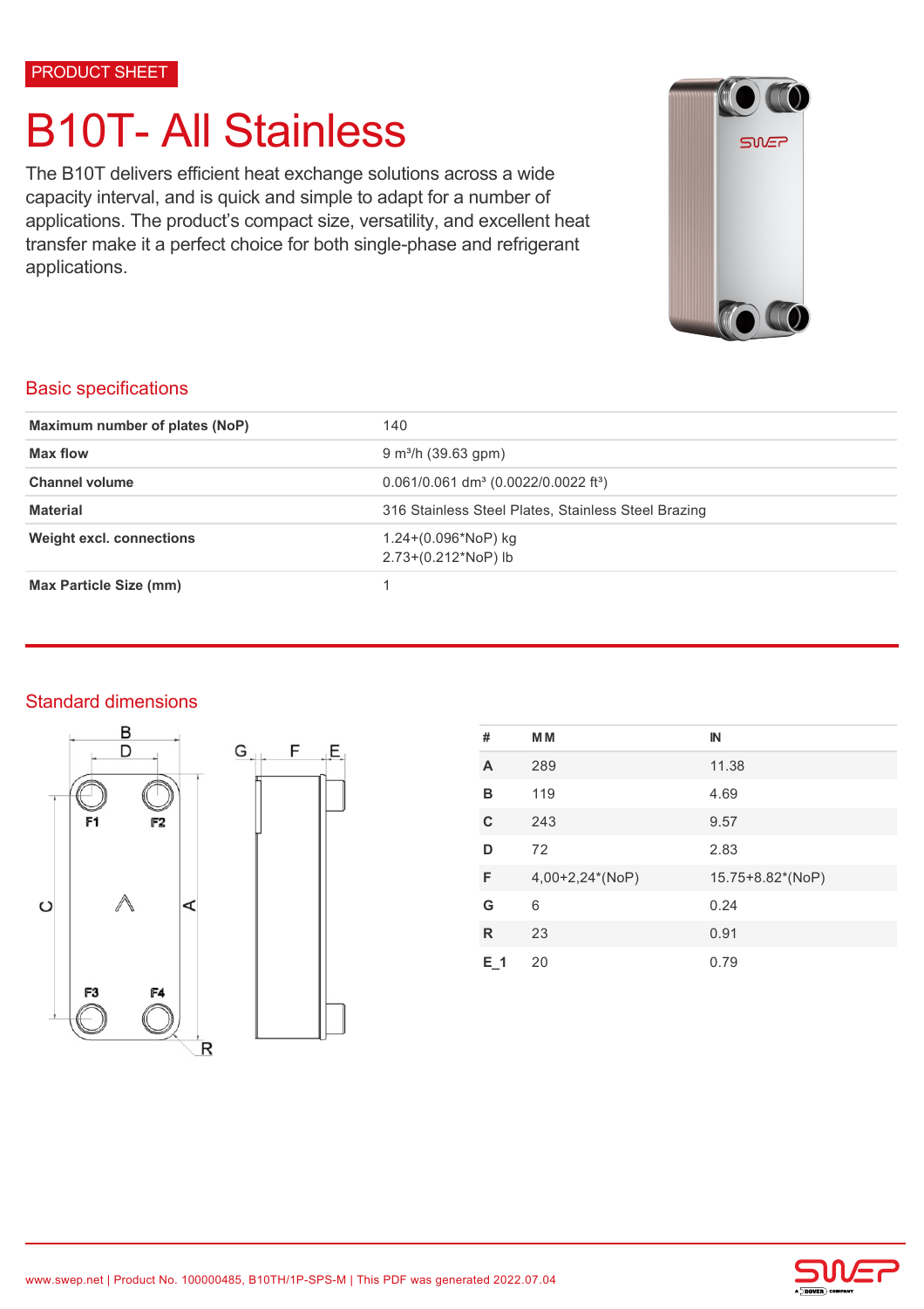PRODUCT SHEET

# B10T- All Stainless

The B10T delivers efficient heat exchange solutions across a wide capacity interval, and is quick and simple to adapt for a number of applications. The product's compact size, versatility, and excellent heat transfer make it a perfect choice for both single-phase and refrigerant applications.

## Basic specifications

| | |
|---|---|
| **Maximum number of plates (NoP)** | 140 |
| **Max flow** | 9 m³/h (39.63 gpm) |
| **Channel volume** | 0.061/0.061 dm³ (0.0022/0.0022 ft³) |
| **Material** | 316 Stainless Steel Plates, Stainless Steel Brazing |
| **Weight excl. connections** | 1.24+(0.096*NoP) kg<br>2.73+(0.212*NoP) lb |
| **Max Particle Size (mm)** | 1 |

## Standard dimensions

| # | MM | IN |
|---|---|---|
| **A** | 289 | 11.38 |
| **B** | 119 | 4.69 |
| **C** | 243 | 9.57 |
| **D** | 72 | 2.83 |
| **F** | 4,00+2,24*(NoP) | 15.75+8.82*(NoP) |
| **G** | 6 | 0.24 |
| **R** | 23 | 0.91 |
| **E_1** | 20 | 0.79 |

www.swep.net | Product No. 100000485, B10TH/1P-SPS-M | This PDF was generated 2022.07.04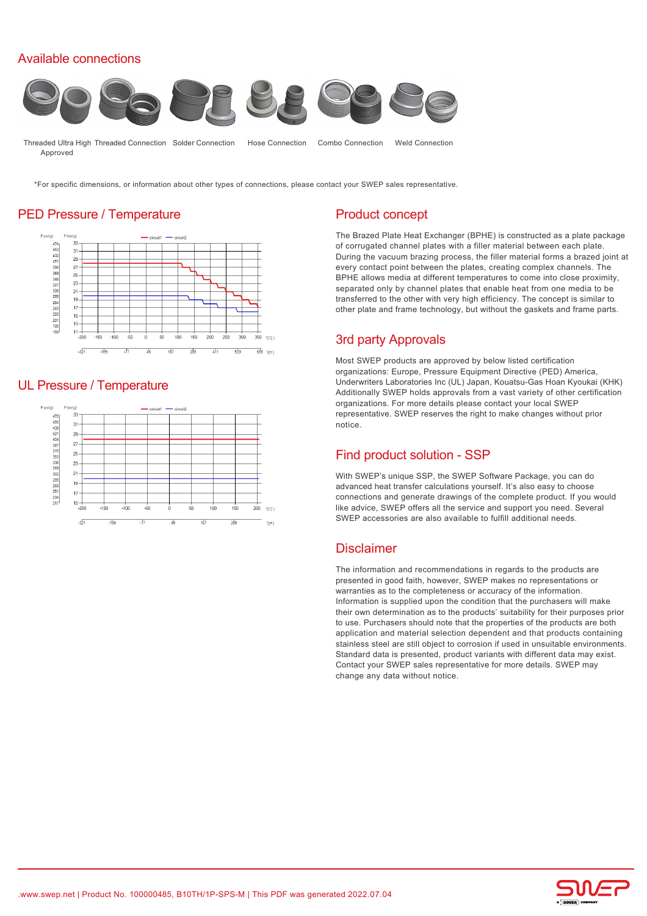## Available connections

Threaded Ultra High Approved

Threaded Connection

Solder Connection

Hose Connection

Combo Connection

Weld Connection

*For specific dimensions, or information about other types of connections, please contact your SWEP sales representative.

## PED Pressure / Temperature

P psi(g) P bar(g)

circuit1 circuit2

474 453 432 411 390 369 348 327 306 285 264 243 222 201 180 159

33 31 29 27 25 23 21 19 17 15 13 11

-200 -150 -100 -50 0 50 100 150 200 250 300 350 T(°C)

-321 -199 -77 45 167 289 411 533 655 T(°F)

## UL Pressure / Temperature

P psi(g) P bar(g)

circuit1 circuit2

472 455 438 421 404 387 370 353 336 319 302 285 268 251 234 217

33 31 29 27 25 23 21 19 17 15

-200 -150 -100 -50 0 50 100 150 200 T(°C)

-321 -199 -77 45 167 289 T(°F)

## Product concept

The Brazed Plate Heat Exchanger (BPHE) is constructed as a plate package of corrugated channel plates with a filler material between each plate. During the vacuum brazing process, the filler material forms a brazed joint at every contact point between the plates, creating complex channels. The BPHE allows media at different temperatures to come into close proximity, separated only by channel plates that enable heat from one media to be transferred to the other with very high efficiency. The concept is similar to other plate and frame technology, but without the gaskets and frame parts.

## 3rd party Approvals

Most SWEP products are approved by below listed certification organizations: Europe, Pressure Equipment Directive (PED) America, Underwriters Laboratories Inc (UL) Japan, Kouatsu-Gas Hoan Kyoukai (KHK) Additionally SWEP holds approvals from a vast variety of other certification organizations. For more details please contact your local SWEP representative. SWEP reserves the right to make changes without prior notice.

## Find product solution - SSP

With SWEP's unique SSP, the SWEP Software Package, you can do advanced heat transfer calculations yourself. It's also easy to choose connections and generate drawings of the complete product. If you would like advice, SWEP offers all the service and support you need. Several SWEP accessories are also available to fulfill additional needs.

## Disclaimer

The information and recommendations in regards to the products are presented in good faith, however, SWEP makes no representations or warranties as to the completeness or accuracy of the information. Information is supplied upon the condition that the purchasers will make their own determination as to the products' suitability for their purposes prior to use. Purchasers should note that the properties of the products are both application and material selection dependent and that products containing stainless steel are still object to corrosion if used in unsuitable environments. Standard data is presented, product variants with different data may exist. Contact your SWEP sales representative for more details. SWEP may change any data without notice.

.www.swep.net | Product No. 100000485, B10TH/1P-SPS-M | This PDF was generated 2022.07.04